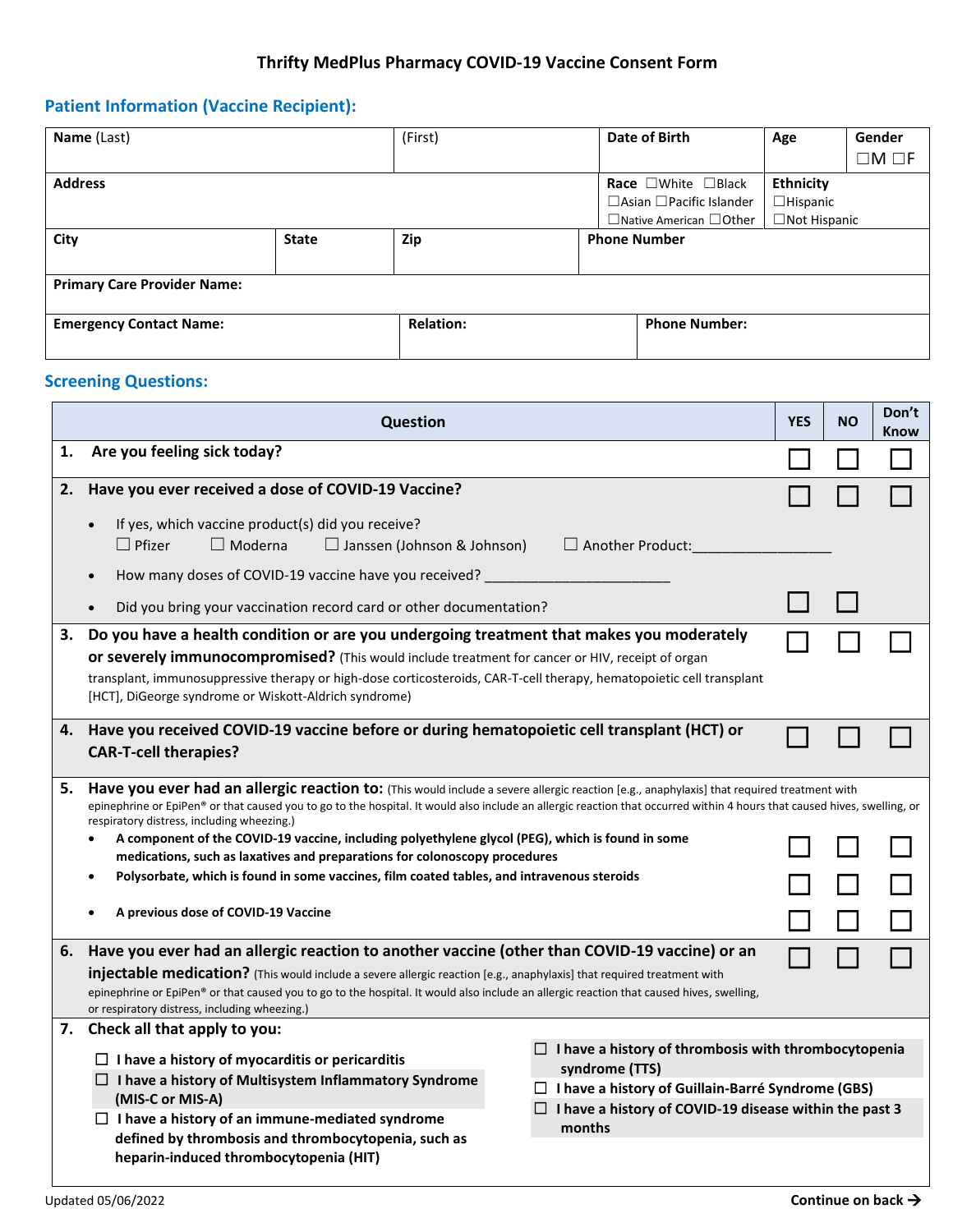# Thrifty MedPlus Pharmacy COVID-19 Vaccine Consent Form

## Patient Information (Vaccine Recipient):

| **Name** (Last) | (First) | **Date of Birth** | **Age** | **Gender** ☐M ☐F |
|---|---|---|---|---|
| **Address** | | **Race** ☐White ☐Black ☐Asian ☐Pacific Islander ☐Native American ☐Other | **Ethnicity** ☐Hispanic ☐Not Hispanic | |
| **City** | **State** | **Zip** | **Phone Number** | |
| **Primary Care Provider Name:** | | | | |
| **Emergency Contact Name:** | **Relation:** | **Phone Number:** | | |

## Screening Questions:

| Question | YES | NO | Don't Know |
|---|---|---|---|
| **1. Are you feeling sick today?** | ☐ | ☐ | ☐ |
| **2. Have you ever received a dose of COVID-19 Vaccine?** | ☐ | ☐ | ☐ |
| • If yes, which vaccine product(s) did you receive? ☐ Pfizer ☐ Moderna ☐ Janssen (Johnson & Johnson) ☐ Another Product:_________________ | | | |
| • How many doses of COVID-19 vaccine have you received? ______________________ | | | |
| • Did you bring your vaccination record card or other documentation? | ☐ | ☐ | |
| **3. Do you have a health condition or are you undergoing treatment that makes you moderately or severely immunocompromised?** (This would include treatment for cancer or HIV, receipt of organ transplant, immunosuppressive therapy or high-dose corticosteroids, CAR-T-cell therapy, hematopoietic cell transplant [HCT], DiGeorge syndrome or Wiskott-Aldrich syndrome) | ☐ | ☐ | ☐ |
| **4. Have you received COVID-19 vaccine before or during hematopoietic cell transplant (HCT) or CAR-T-cell therapies?** | ☐ | ☐ | ☐ |
| **5. Have you ever had an allergic reaction to:** (This would include a severe allergic reaction [e.g., anaphylaxis] that required treatment with epinephrine or EpiPen® or that caused you to go to the hospital. It would also include an allergic reaction that occurred within 4 hours that caused hives, swelling, or respiratory distress, including wheezing.) | | | |
| • **A component of the COVID-19 vaccine, including polyethylene glycol (PEG), which is found in some medications, such as laxatives and preparations for colonoscopy procedures** | ☐ | ☐ | ☐ |
| • **Polysorbate, which is found in some vaccines, film coated tables, and intravenous steroids** | ☐ | ☐ | ☐ |
| • **A previous dose of COVID-19 Vaccine** | ☐ | ☐ | ☐ |
| **6. Have you ever had an allergic reaction to another vaccine (other than COVID-19 vaccine) or an injectable medication?** (This would include a severe allergic reaction [e.g., anaphylaxis] that required treatment with epinephrine or EpiPen® or that caused you to go to the hospital. It would also include an allergic reaction that caused hives, swelling, or respiratory distress, including wheezing.) | ☐ | ☐ | ☐ |

**7. Check all that apply to you:**

- ☐ **I have a history of myocarditis or pericarditis**
- ☐ **I have a history of Multisystem Inflammatory Syndrome (MIS-C or MIS-A)**
- ☐ **I have a history of an immune-mediated syndrome defined by thrombosis and thrombocytopenia, such as heparin-induced thrombocytopenia (HIT)**
- ☐ **I have a history of thrombosis with thrombocytopenia syndrome (TTS)**
- ☐ **I have a history of Guillain-Barré Syndrome (GBS)**
- ☐ **I have a history of COVID-19 disease within the past 3 months**

Updated 05/06/2022

**Continue on back →**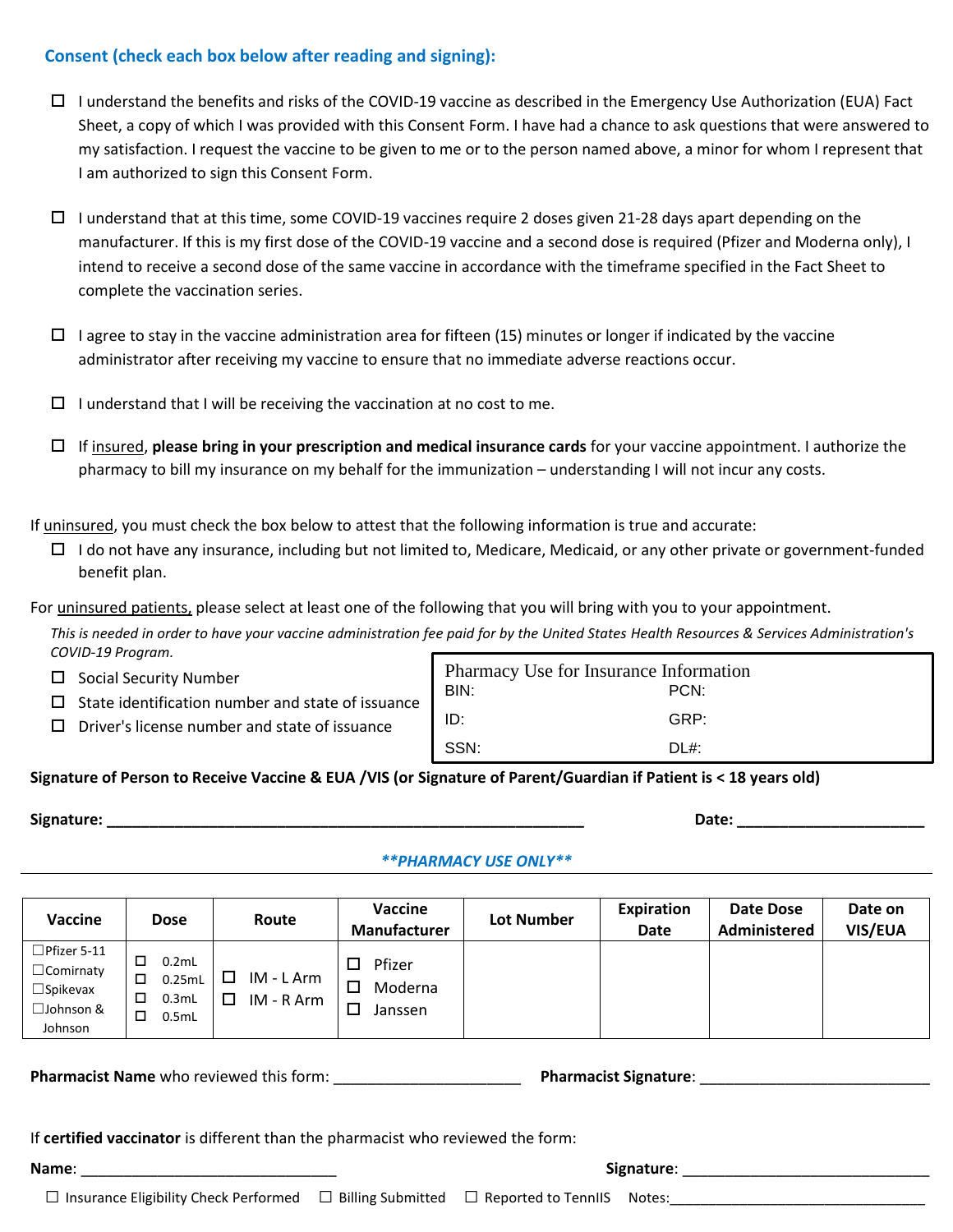## Consent (check each box below after reading and signing):

- ☐ I understand the benefits and risks of the COVID-19 vaccine as described in the Emergency Use Authorization (EUA) Fact Sheet, a copy of which I was provided with this Consent Form. I have had a chance to ask questions that were answered to my satisfaction. I request the vaccine to be given to me or to the person named above, a minor for whom I represent that I am authorized to sign this Consent Form.

- ☐ I understand that at this time, some COVID-19 vaccines require 2 doses given 21-28 days apart depending on the manufacturer. If this is my first dose of the COVID-19 vaccine and a second dose is required (Pfizer and Moderna only), I intend to receive a second dose of the same vaccine in accordance with the timeframe specified in the Fact Sheet to complete the vaccination series.

- ☐ I agree to stay in the vaccine administration area for fifteen (15) minutes or longer if indicated by the vaccine administrator after receiving my vaccine to ensure that no immediate adverse reactions occur.

- ☐ I understand that I will be receiving the vaccination at no cost to me.

- ☐ If insured, **please bring in your prescription and medical insurance cards** for your vaccine appointment. I authorize the pharmacy to bill my insurance on my behalf for the immunization – understanding I will not incur any costs.

If uninsured, you must check the box below to attest that the following information is true and accurate:

- ☐ I do not have any insurance, including but not limited to, Medicare, Medicaid, or any other private or government-funded benefit plan.

For uninsured patients, please select at least one of the following that you will bring with you to your appointment.

*This is needed in order to have your vaccine administration fee paid for by the United States Health Resources & Services Administration's COVID-19 Program.*

- ☐ Social Security Number
- ☐ State identification number and state of issuance
- ☐ Driver's license number and state of issuance

| Pharmacy Use for Insurance Information | |
|---|---|
| BIN: | PCN: |
| ID: | GRP: |
| SSN: | DL#: |

**Signature of Person to Receive Vaccine & EUA /VIS (or Signature of Parent/Guardian if Patient is < 18 years old)**

**Signature:** ____________________________________________ **Date:** ____________________

***\*\*PHARMACY USE ONLY\*\****

| Vaccine | Dose | Route | Vaccine Manufacturer | Lot Number | Expiration Date | Date Dose Administered | Date on VIS/EUA |
|---|---|---|---|---|---|---|---|
| ☐Pfizer 5-11<br>☐Comirnaty<br>☐Spikevax<br>☐Johnson & Johnson | ☐ 0.2mL<br>☐ 0.25mL<br>☐ 0.3mL<br>☐ 0.5mL | ☐ IM - L Arm<br>☐ IM - R Arm | ☐ Pfizer<br>☐ Moderna<br>☐ Janssen | | | | |

**Pharmacist Name** who reviewed this form: ____________________ **Pharmacist Signature**: ________________________

If **certified vaccinator** is different than the pharmacist who reviewed the form:

**Name**: ____________________________ **Signature**: ____________________________

☐ Insurance Eligibility Check Performed ☐ Billing Submitted ☐ Reported to TennIIS Notes:______________________________